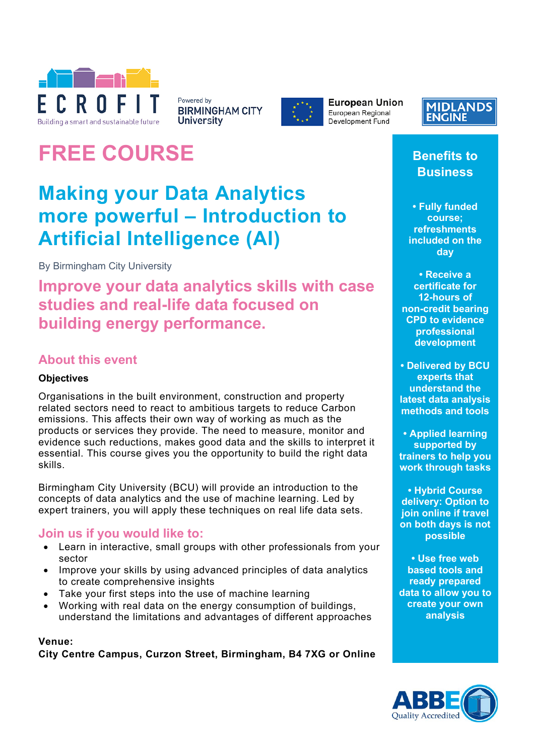ECROFIT
Building a smart and sustainable future

Powered by BIRMINGHAM CITY University

European Union
European Regional Development Fund

MIDLANDS ENGINE

# FREE COURSE

# Making your Data Analytics more powerful – Introduction to Artificial Intelligence (AI)

By Birmingham City University

## Improve your data analytics skills with case studies and real-life data focused on building energy performance.

### About this event

**Objectives**

Organisations in the built environment, construction and property related sectors need to react to ambitious targets to reduce Carbon emissions. This affects their own way of working as much as the products or services they provide. The need to measure, monitor and evidence such reductions, makes good data and the skills to interpret it essential. This course gives you the opportunity to build the right data skills.

Birmingham City University (BCU) will provide an introduction to the concepts of data analytics and the use of machine learning. Led by expert trainers, you will apply these techniques on real life data sets.

### Join us if you would like to:

- Learn in interactive, small groups with other professionals from your sector
- Improve your skills by using advanced principles of data analytics to create comprehensive insights
- Take your first steps into the use of machine learning
- Working with real data on the energy consumption of buildings, understand the limitations and advantages of different approaches

**Venue:**
**City Centre Campus, Curzon Street, Birmingham, B4 7XG or Online**

## Benefits to Business

- **Fully funded course; refreshments included on the day**
- **Receive a certificate for 12-hours of non-credit bearing CPD to evidence professional development**
- **Delivered by BCU experts that understand the latest data analysis methods and tools**
- **Applied learning supported by trainers to help you work through tasks**
- **Hybrid Course delivery: Option to join online if travel on both days is not possible**
- **Use free web based tools and ready prepared data to allow you to create your own analysis**

ABBE Quality Accredited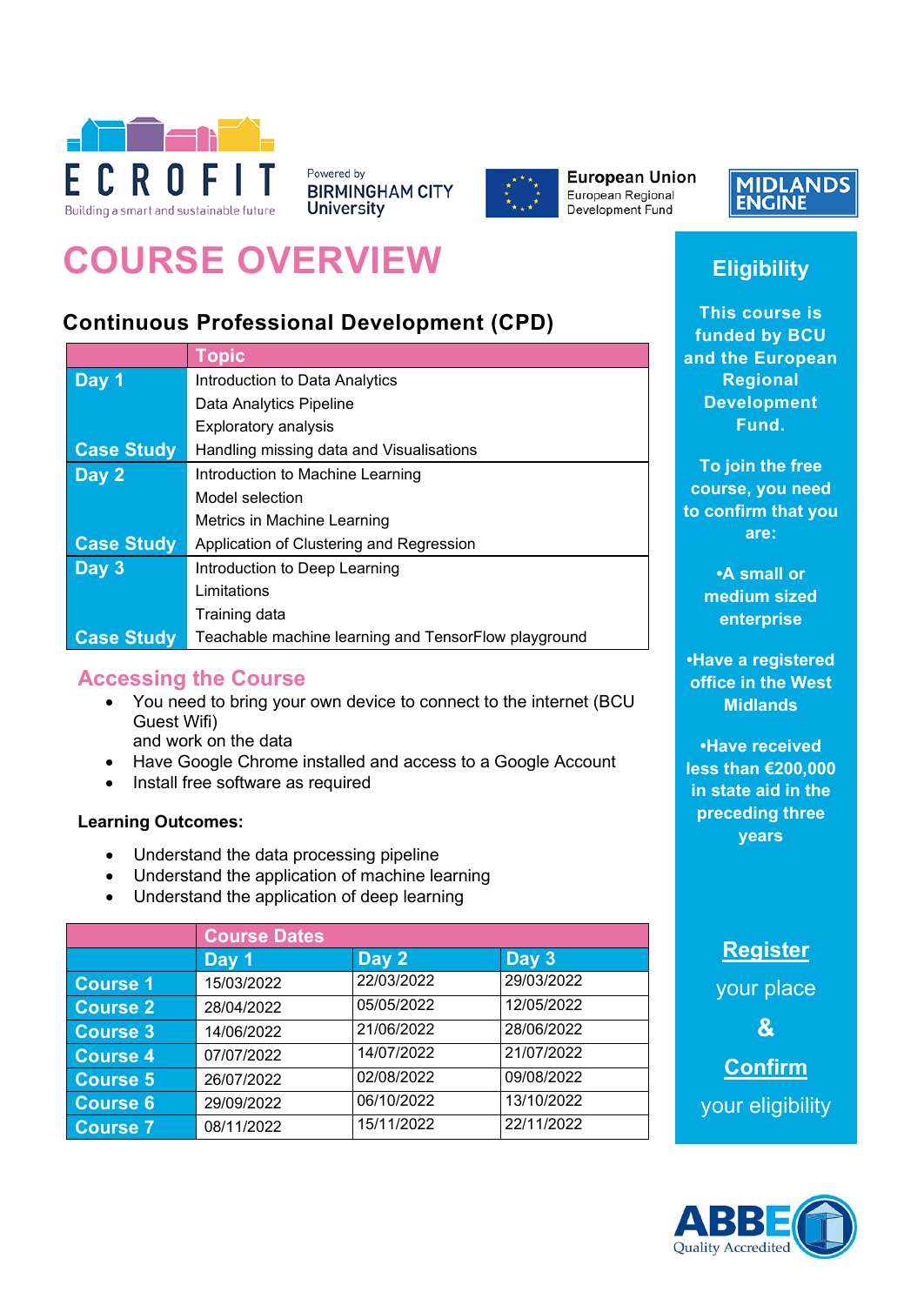ECROFIT
Building a smart and sustainable future

Powered by BIRMINGHAM CITY University

European Union
European Regional Development Fund

MIDLANDS ENGINE

# COURSE OVERVIEW

## Continuous Professional Development (CPD)

| | Topic |
|---|---|
| Day 1 | Introduction to Data Analytics |
| | Data Analytics Pipeline |
| | Exploratory analysis |
| Case Study | Handling missing data and Visualisations |
| Day 2 | Introduction to Machine Learning |
| | Model selection |
| | Metrics in Machine Learning |
| Case Study | Application of Clustering and Regression |
| Day 3 | Introduction to Deep Learning |
| | Limitations |
| | Training data |
| Case Study | Teachable machine learning and TensorFlow playground |

### Accessing the Course

- You need to bring your own device to connect to the internet (BCU Guest Wifi)
  and work on the data
- Have Google Chrome installed and access to a Google Account
- Install free software as required

**Learning Outcomes:**

- Understand the data processing pipeline
- Understand the application of machine learning
- Understand the application of deep learning

| | Course Dates | | |
|---|---|---|---|
| | Day 1 | Day 2 | Day 3 |
| Course 1 | 15/03/2022 | 22/03/2022 | 29/03/2022 |
| Course 2 | 28/04/2022 | 05/05/2022 | 12/05/2022 |
| Course 3 | 14/06/2022 | 21/06/2022 | 28/06/2022 |
| Course 4 | 07/07/2022 | 14/07/2022 | 21/07/2022 |
| Course 5 | 26/07/2022 | 02/08/2022 | 09/08/2022 |
| Course 6 | 29/09/2022 | 06/10/2022 | 13/10/2022 |
| Course 7 | 08/11/2022 | 15/11/2022 | 22/11/2022 |

## Eligibility

**This course is funded by BCU and the European Regional Development Fund.**

**To join the free course, you need to confirm that you are:**

- **A small or medium sized enterprise**
- **Have a registered office in the West Midlands**
- **Have received less than €200,000 in state aid in the preceding three years**

**Register** your place **&** **Confirm** your eligibility

ABBE Quality Accredited